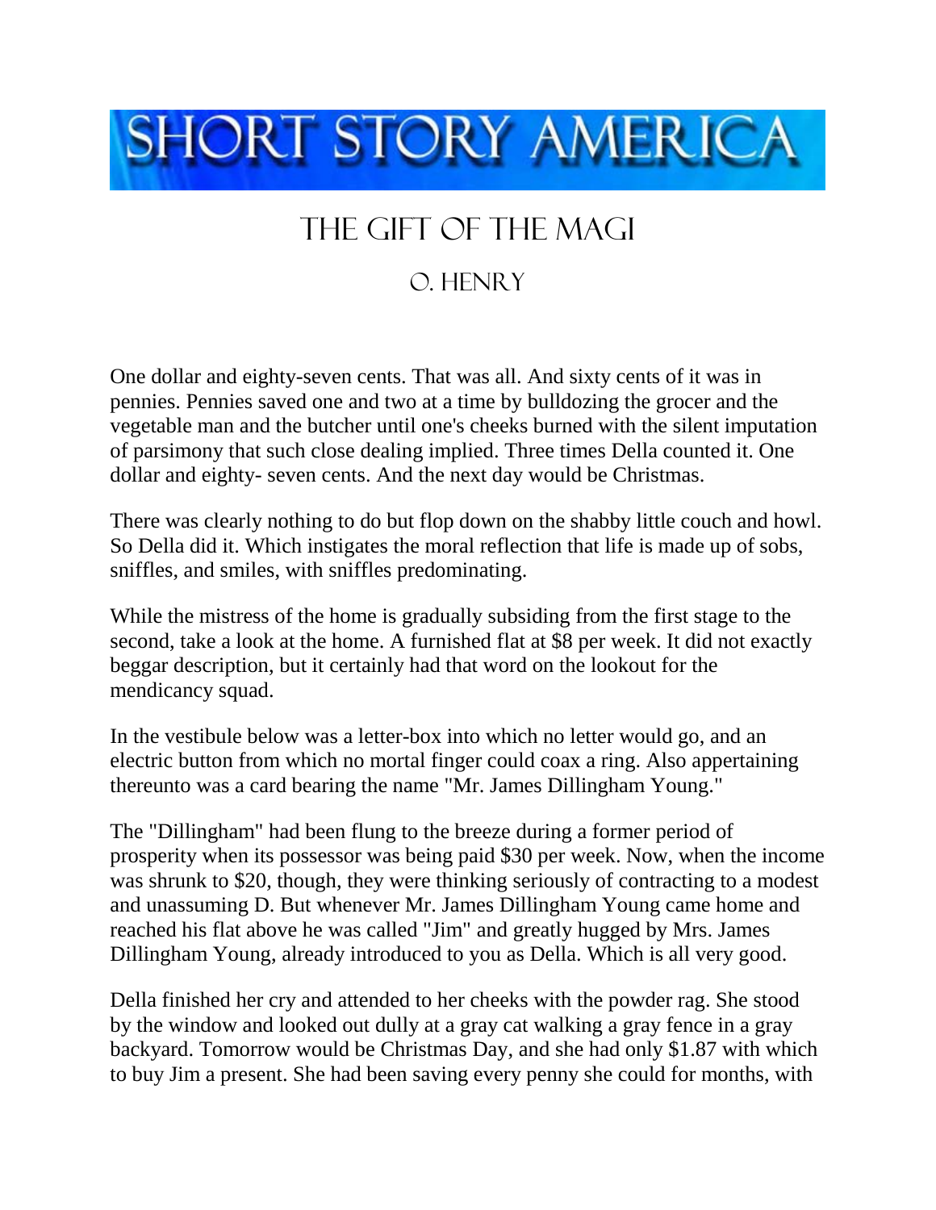# SHORT STORY AMERICA

## The Gift of the Magi

### O. Henry

One dollar and eighty-seven cents. That was all. And sixty cents of it was in pennies. Pennies saved one and two at a time by bulldozing the grocer and the vegetable man and the butcher until one's cheeks burned with the silent imputation of parsimony that such close dealing implied. Three times Della counted it. One dollar and eighty- seven cents. And the next day would be Christmas.

There was clearly nothing to do but flop down on the shabby little couch and howl. So Della did it. Which instigates the moral reflection that life is made up of sobs, sniffles, and smiles, with sniffles predominating.

While the mistress of the home is gradually subsiding from the first stage to the second, take a look at the home. A furnished flat at $8 per week. It did not exactly beggar description, but it certainly had that word on the lookout for the mendicancy squad.

In the vestibule below was a letter-box into which no letter would go, and an electric button from which no mortal finger could coax a ring. Also appertaining thereunto was a card bearing the name "Mr. James Dillingham Young."

The "Dillingham" had been flung to the breeze during a former period of prosperity when its possessor was being paid $30 per week. Now, when the income was shrunk to $20, though, they were thinking seriously of contracting to a modest and unassuming D. But whenever Mr. James Dillingham Young came home and reached his flat above he was called "Jim" and greatly hugged by Mrs. James Dillingham Young, already introduced to you as Della. Which is all very good.

Della finished her cry and attended to her cheeks with the powder rag. She stood by the window and looked out dully at a gray cat walking a gray fence in a gray backyard. Tomorrow would be Christmas Day, and she had only $1.87 with which to buy Jim a present. She had been saving every penny she could for months, with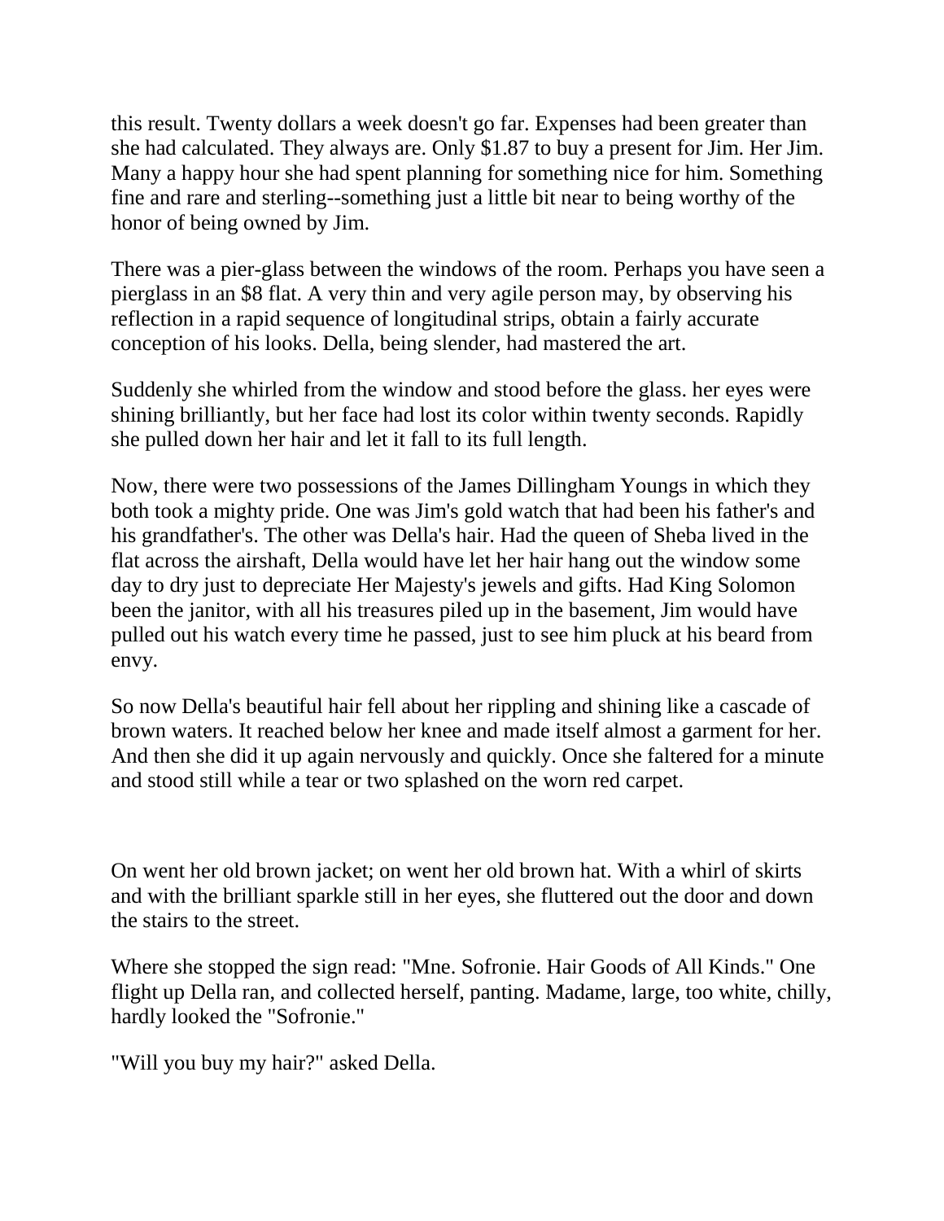this result. Twenty dollars a week doesn't go far. Expenses had been greater than she had calculated. They always are. Only $1.87 to buy a present for Jim. Her Jim. Many a happy hour she had spent planning for something nice for him. Something fine and rare and sterling--something just a little bit near to being worthy of the honor of being owned by Jim.

There was a pier-glass between the windows of the room. Perhaps you have seen a pierglass in an $8 flat. A very thin and very agile person may, by observing his reflection in a rapid sequence of longitudinal strips, obtain a fairly accurate conception of his looks. Della, being slender, had mastered the art.

Suddenly she whirled from the window and stood before the glass. her eyes were shining brilliantly, but her face had lost its color within twenty seconds. Rapidly she pulled down her hair and let it fall to its full length.

Now, there were two possessions of the James Dillingham Youngs in which they both took a mighty pride. One was Jim's gold watch that had been his father's and his grandfather's. The other was Della's hair. Had the queen of Sheba lived in the flat across the airshaft, Della would have let her hair hang out the window some day to dry just to depreciate Her Majesty's jewels and gifts. Had King Solomon been the janitor, with all his treasures piled up in the basement, Jim would have pulled out his watch every time he passed, just to see him pluck at his beard from envy.

So now Della's beautiful hair fell about her rippling and shining like a cascade of brown waters. It reached below her knee and made itself almost a garment for her. And then she did it up again nervously and quickly. Once she faltered for a minute and stood still while a tear or two splashed on the worn red carpet.

On went her old brown jacket; on went her old brown hat. With a whirl of skirts and with the brilliant sparkle still in her eyes, she fluttered out the door and down the stairs to the street.

Where she stopped the sign read: "Mne. Sofronie. Hair Goods of All Kinds." One flight up Della ran, and collected herself, panting. Madame, large, too white, chilly, hardly looked the "Sofronie."

"Will you buy my hair?" asked Della.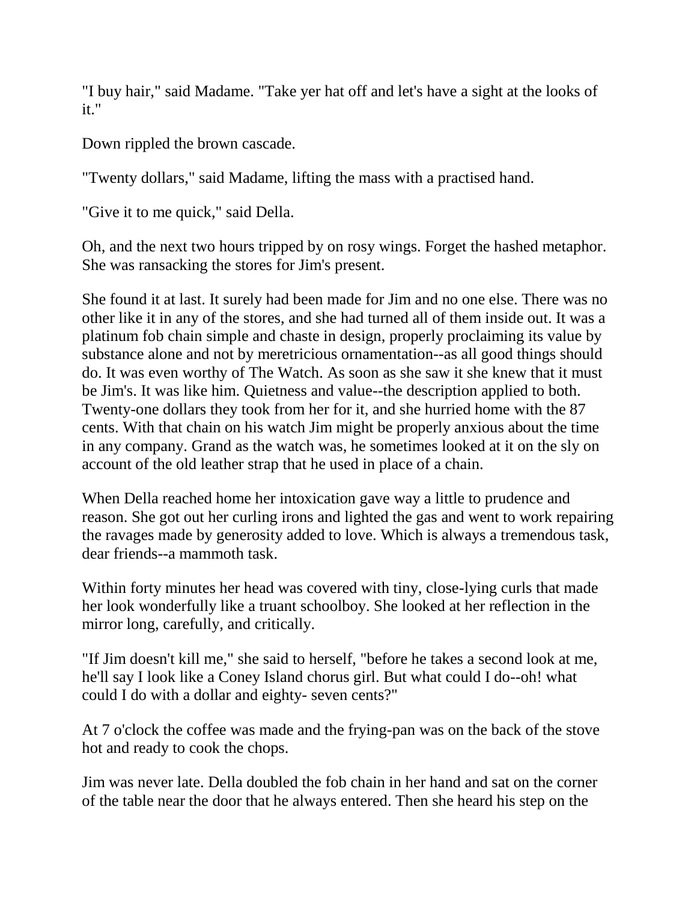"I buy hair," said Madame. "Take yer hat off and let's have a sight at the looks of it."

Down rippled the brown cascade.

"Twenty dollars," said Madame, lifting the mass with a practised hand.

"Give it to me quick," said Della.

Oh, and the next two hours tripped by on rosy wings. Forget the hashed metaphor. She was ransacking the stores for Jim's present.

She found it at last. It surely had been made for Jim and no one else. There was no other like it in any of the stores, and she had turned all of them inside out. It was a platinum fob chain simple and chaste in design, properly proclaiming its value by substance alone and not by meretricious ornamentation--as all good things should do. It was even worthy of The Watch. As soon as she saw it she knew that it must be Jim's. It was like him. Quietness and value--the description applied to both. Twenty-one dollars they took from her for it, and she hurried home with the 87 cents. With that chain on his watch Jim might be properly anxious about the time in any company. Grand as the watch was, he sometimes looked at it on the sly on account of the old leather strap that he used in place of a chain.

When Della reached home her intoxication gave way a little to prudence and reason. She got out her curling irons and lighted the gas and went to work repairing the ravages made by generosity added to love. Which is always a tremendous task, dear friends--a mammoth task.

Within forty minutes her head was covered with tiny, close-lying curls that made her look wonderfully like a truant schoolboy. She looked at her reflection in the mirror long, carefully, and critically.

"If Jim doesn't kill me," she said to herself, "before he takes a second look at me, he'll say I look like a Coney Island chorus girl. But what could I do--oh! what could I do with a dollar and eighty- seven cents?"

At 7 o'clock the coffee was made and the frying-pan was on the back of the stove hot and ready to cook the chops.

Jim was never late. Della doubled the fob chain in her hand and sat on the corner of the table near the door that he always entered. Then she heard his step on the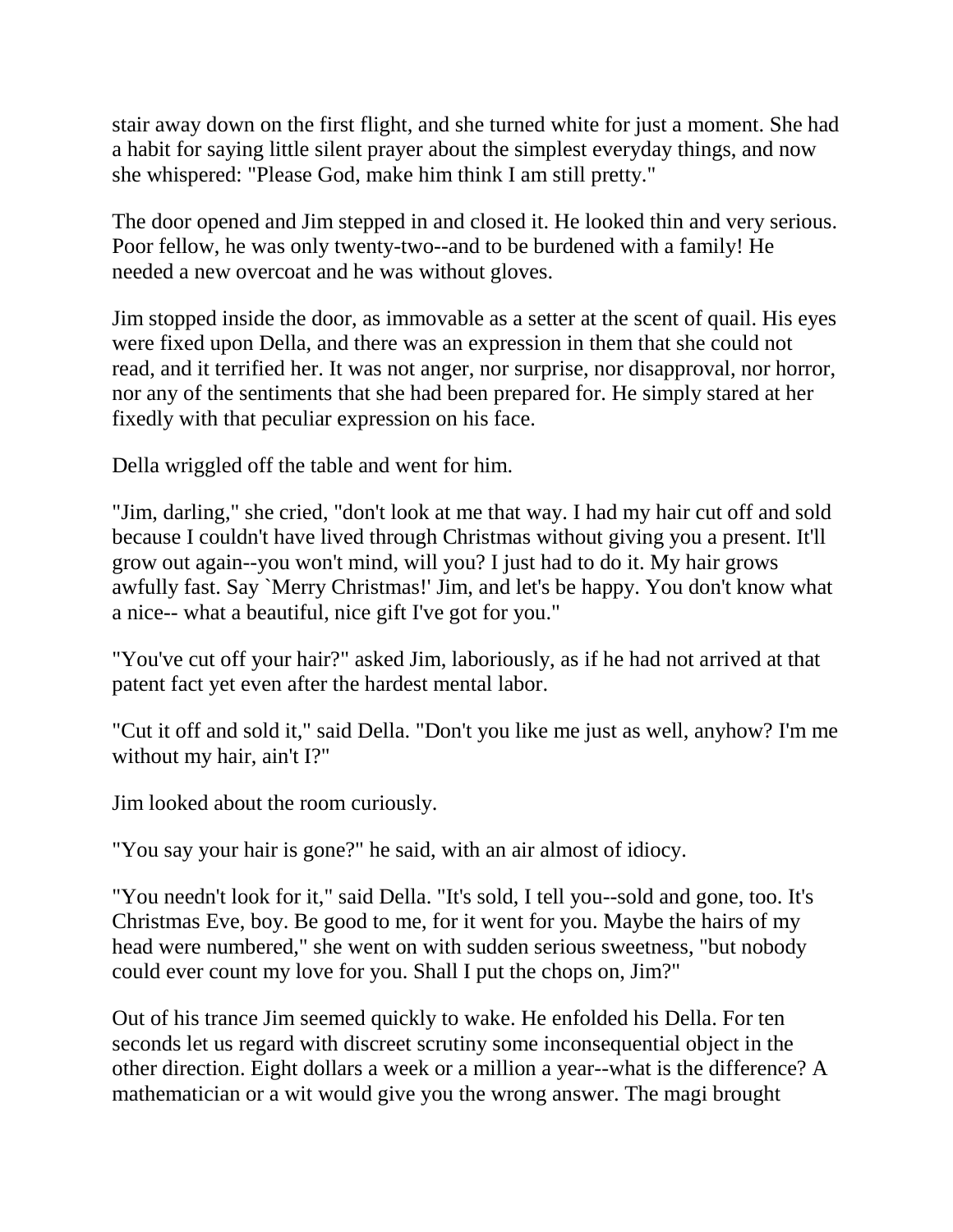stair away down on the first flight, and she turned white for just a moment. She had a habit for saying little silent prayer about the simplest everyday things, and now she whispered: "Please God, make him think I am still pretty."

The door opened and Jim stepped in and closed it. He looked thin and very serious. Poor fellow, he was only twenty-two--and to be burdened with a family! He needed a new overcoat and he was without gloves.

Jim stopped inside the door, as immovable as a setter at the scent of quail. His eyes were fixed upon Della, and there was an expression in them that she could not read, and it terrified her. It was not anger, nor surprise, nor disapproval, nor horror, nor any of the sentiments that she had been prepared for. He simply stared at her fixedly with that peculiar expression on his face.

Della wriggled off the table and went for him.

"Jim, darling," she cried, "don't look at me that way. I had my hair cut off and sold because I couldn't have lived through Christmas without giving you a present. It'll grow out again--you won't mind, will you? I just had to do it. My hair grows awfully fast. Say `Merry Christmas!' Jim, and let's be happy. You don't know what a nice-- what a beautiful, nice gift I've got for you."

"You've cut off your hair?" asked Jim, laboriously, as if he had not arrived at that patent fact yet even after the hardest mental labor.

"Cut it off and sold it," said Della. "Don't you like me just as well, anyhow? I'm me without my hair, ain't I?"

Jim looked about the room curiously.

"You say your hair is gone?" he said, with an air almost of idiocy.

"You needn't look for it," said Della. "It's sold, I tell you--sold and gone, too. It's Christmas Eve, boy. Be good to me, for it went for you. Maybe the hairs of my head were numbered," she went on with sudden serious sweetness, "but nobody could ever count my love for you. Shall I put the chops on, Jim?"

Out of his trance Jim seemed quickly to wake. He enfolded his Della. For ten seconds let us regard with discreet scrutiny some inconsequential object in the other direction. Eight dollars a week or a million a year--what is the difference? A mathematician or a wit would give you the wrong answer. The magi brought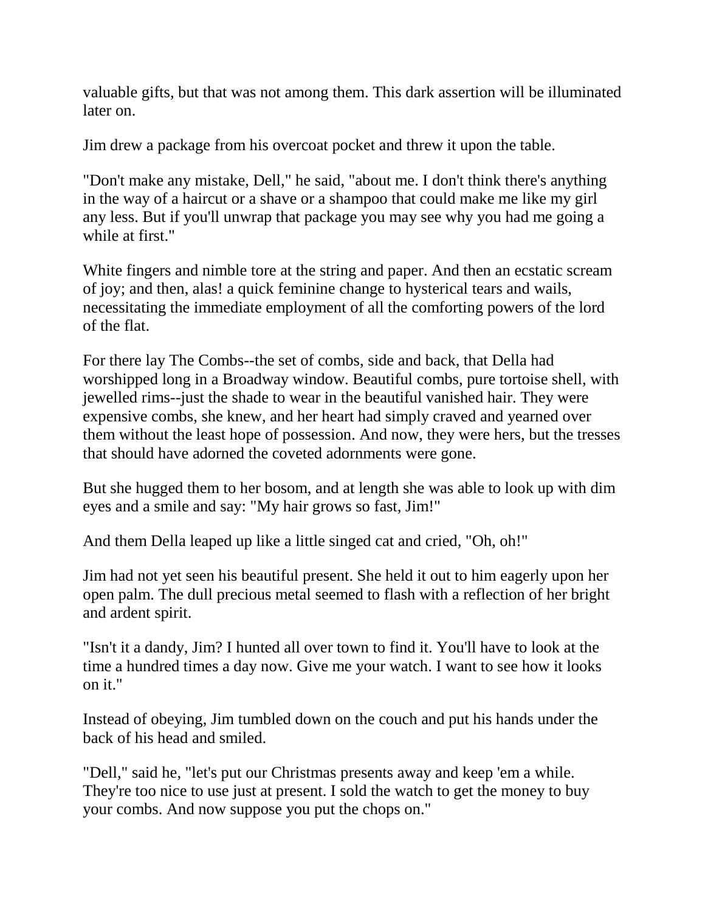valuable gifts, but that was not among them. This dark assertion will be illuminated later on.

Jim drew a package from his overcoat pocket and threw it upon the table.

"Don't make any mistake, Dell," he said, "about me. I don't think there's anything in the way of a haircut or a shave or a shampoo that could make me like my girl any less. But if you'll unwrap that package you may see why you had me going a while at first."

White fingers and nimble tore at the string and paper. And then an ecstatic scream of joy; and then, alas! a quick feminine change to hysterical tears and wails, necessitating the immediate employment of all the comforting powers of the lord of the flat.

For there lay The Combs--the set of combs, side and back, that Della had worshipped long in a Broadway window. Beautiful combs, pure tortoise shell, with jewelled rims--just the shade to wear in the beautiful vanished hair. They were expensive combs, she knew, and her heart had simply craved and yearned over them without the least hope of possession. And now, they were hers, but the tresses that should have adorned the coveted adornments were gone.

But she hugged them to her bosom, and at length she was able to look up with dim eyes and a smile and say: "My hair grows so fast, Jim!"

And them Della leaped up like a little singed cat and cried, "Oh, oh!"

Jim had not yet seen his beautiful present. She held it out to him eagerly upon her open palm. The dull precious metal seemed to flash with a reflection of her bright and ardent spirit.

"Isn't it a dandy, Jim? I hunted all over town to find it. You'll have to look at the time a hundred times a day now. Give me your watch. I want to see how it looks on it."

Instead of obeying, Jim tumbled down on the couch and put his hands under the back of his head and smiled.

"Dell," said he, "let's put our Christmas presents away and keep 'em a while. They're too nice to use just at present. I sold the watch to get the money to buy your combs. And now suppose you put the chops on."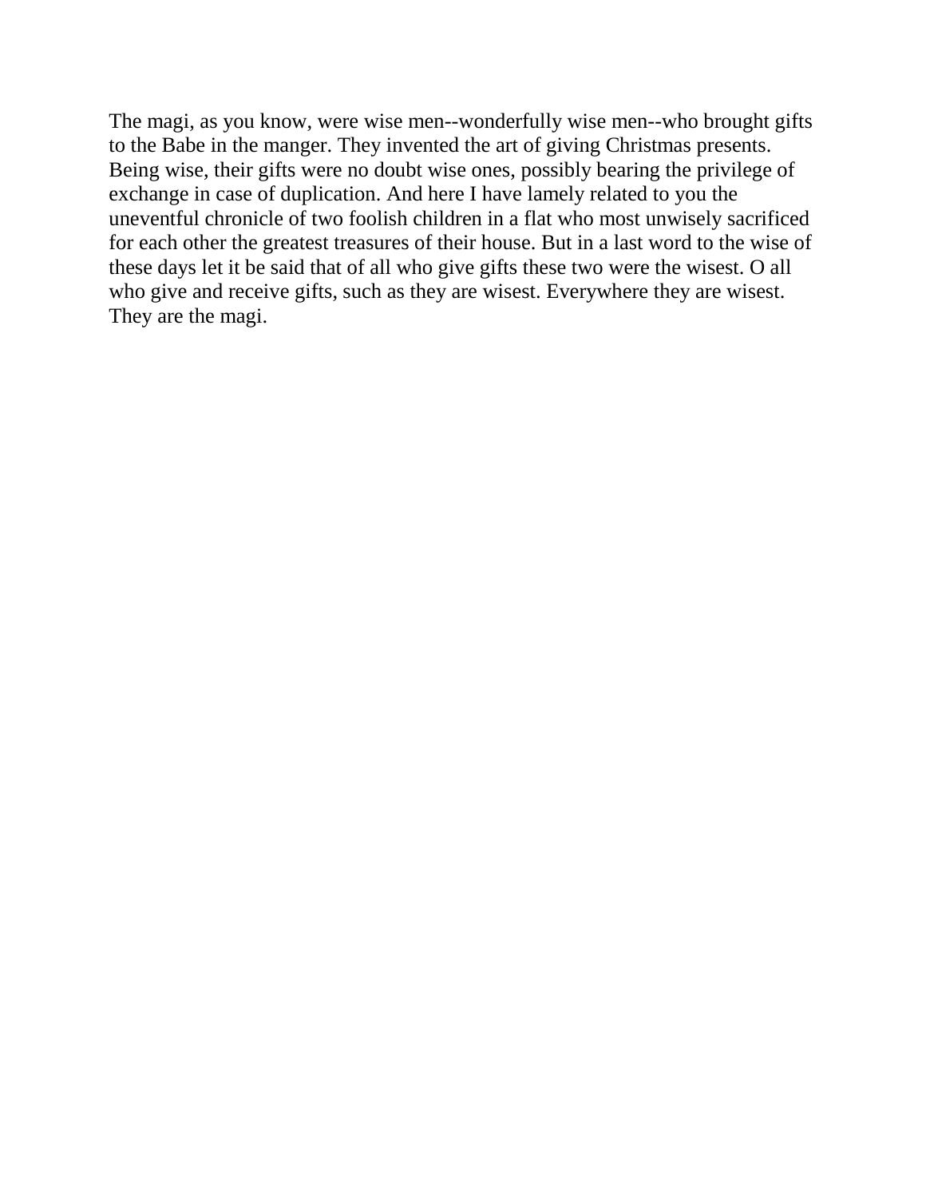The magi, as you know, were wise men--wonderfully wise men--who brought gifts to the Babe in the manger. They invented the art of giving Christmas presents. Being wise, their gifts were no doubt wise ones, possibly bearing the privilege of exchange in case of duplication. And here I have lamely related to you the uneventful chronicle of two foolish children in a flat who most unwisely sacrificed for each other the greatest treasures of their house. But in a last word to the wise of these days let it be said that of all who give gifts these two were the wisest. O all who give and receive gifts, such as they are wisest. Everywhere they are wisest. They are the magi.